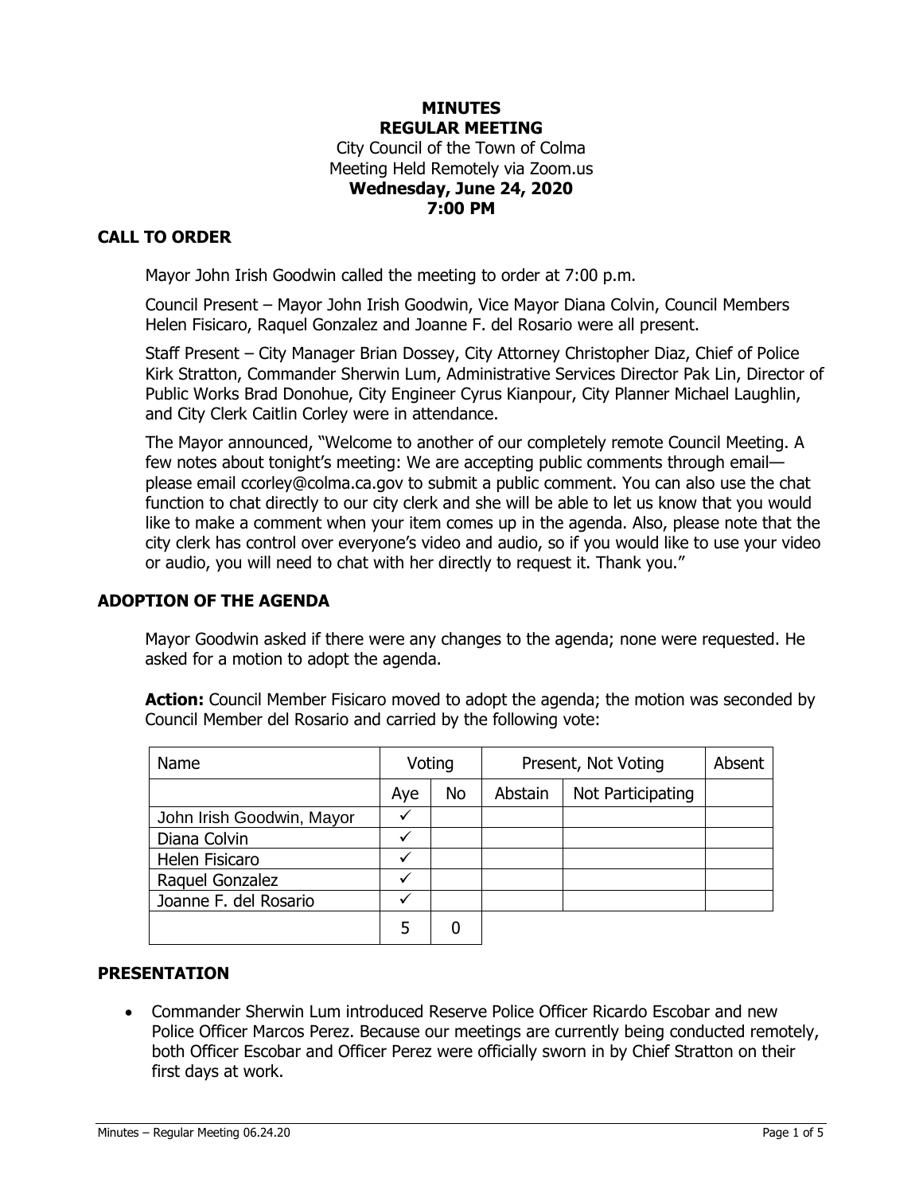# MINUTES
# REGULAR MEETING

City Council of the Town of Colma
Meeting Held Remotely via Zoom.us
**Wednesday, June 24, 2020**
**7:00 PM**

## CALL TO ORDER

Mayor John Irish Goodwin called the meeting to order at 7:00 p.m.

Council Present – Mayor John Irish Goodwin, Vice Mayor Diana Colvin, Council Members Helen Fisicaro, Raquel Gonzalez and Joanne F. del Rosario were all present.

Staff Present – City Manager Brian Dossey, City Attorney Christopher Diaz, Chief of Police Kirk Stratton, Commander Sherwin Lum, Administrative Services Director Pak Lin, Director of Public Works Brad Donohue, City Engineer Cyrus Kianpour, City Planner Michael Laughlin, and City Clerk Caitlin Corley were in attendance.

The Mayor announced, "Welcome to another of our completely remote Council Meeting. A few notes about tonight's meeting: We are accepting public comments through email—please email ccorley@colma.ca.gov to submit a public comment. You can also use the chat function to chat directly to our city clerk and she will be able to let us know that you would like to make a comment when your item comes up in the agenda. Also, please note that the city clerk has control over everyone's video and audio, so if you would like to use your video or audio, you will need to chat with her directly to request it. Thank you."

## ADOPTION OF THE AGENDA

Mayor Goodwin asked if there were any changes to the agenda; none were requested. He asked for a motion to adopt the agenda.

**Action:** Council Member Fisicaro moved to adopt the agenda; the motion was seconded by Council Member del Rosario and carried by the following vote:

| Name | Voting | | Present, Not Voting | | Absent |
|---|---|---|---|---|---|
| | Aye | No | Abstain | Not Participating | |
| John Irish Goodwin, Mayor | ✓ | | | | |
| Diana Colvin | ✓ | | | | |
| Helen Fisicaro | ✓ | | | | |
| Raquel Gonzalez | ✓ | | | | |
| Joanne F. del Rosario | ✓ | | | | |
| | 5 | 0 | | | |

## PRESENTATION

- Commander Sherwin Lum introduced Reserve Police Officer Ricardo Escobar and new Police Officer Marcos Perez. Because our meetings are currently being conducted remotely, both Officer Escobar and Officer Perez were officially sworn in by Chief Stratton on their first days at work.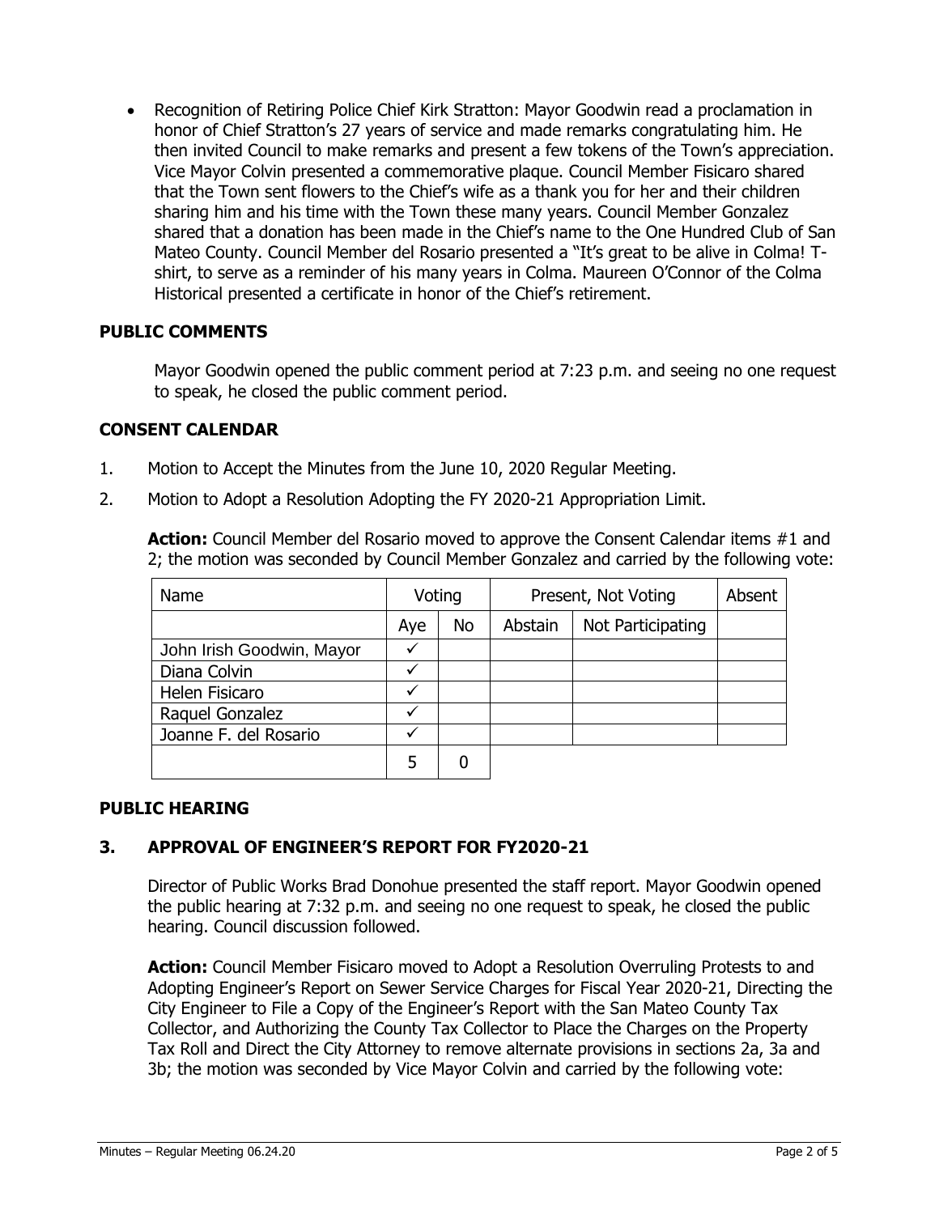- Recognition of Retiring Police Chief Kirk Stratton: Mayor Goodwin read a proclamation in honor of Chief Stratton's 27 years of service and made remarks congratulating him. He then invited Council to make remarks and present a few tokens of the Town's appreciation. Vice Mayor Colvin presented a commemorative plaque. Council Member Fisicaro shared that the Town sent flowers to the Chief's wife as a thank you for her and their children sharing him and his time with the Town these many years. Council Member Gonzalez shared that a donation has been made in the Chief's name to the One Hundred Club of San Mateo County. Council Member del Rosario presented a "It's great to be alive in Colma! T-shirt, to serve as a reminder of his many years in Colma. Maureen O'Connor of the Colma Historical presented a certificate in honor of the Chief's retirement.

**PUBLIC COMMENTS**

Mayor Goodwin opened the public comment period at 7:23 p.m. and seeing no one request to speak, he closed the public comment period.

**CONSENT CALENDAR**

1. Motion to Accept the Minutes from the June 10, 2020 Regular Meeting.
2. Motion to Adopt a Resolution Adopting the FY 2020-21 Appropriation Limit.

**Action:** Council Member del Rosario moved to approve the Consent Calendar items #1 and 2; the motion was seconded by Council Member Gonzalez and carried by the following vote:

| Name | Voting | | Present, Not Voting | | Absent |
|---|---|---|---|---|---|
| | Aye | No | Abstain | Not Participating | |
| John Irish Goodwin, Mayor | ✓ | | | | |
| Diana Colvin | ✓ | | | | |
| Helen Fisicaro | ✓ | | | | |
| Raquel Gonzalez | ✓ | | | | |
| Joanne F. del Rosario | ✓ | | | | |
| | 5 | 0 | | | |

**PUBLIC HEARING**

**3. APPROVAL OF ENGINEER'S REPORT FOR FY2020-21**

Director of Public Works Brad Donohue presented the staff report. Mayor Goodwin opened the public hearing at 7:32 p.m. and seeing no one request to speak, he closed the public hearing. Council discussion followed.

**Action:** Council Member Fisicaro moved to Adopt a Resolution Overruling Protests to and Adopting Engineer's Report on Sewer Service Charges for Fiscal Year 2020-21, Directing the City Engineer to File a Copy of the Engineer's Report with the San Mateo County Tax Collector, and Authorizing the County Tax Collector to Place the Charges on the Property Tax Roll and Direct the City Attorney to remove alternate provisions in sections 2a, 3a and 3b; the motion was seconded by Vice Mayor Colvin and carried by the following vote: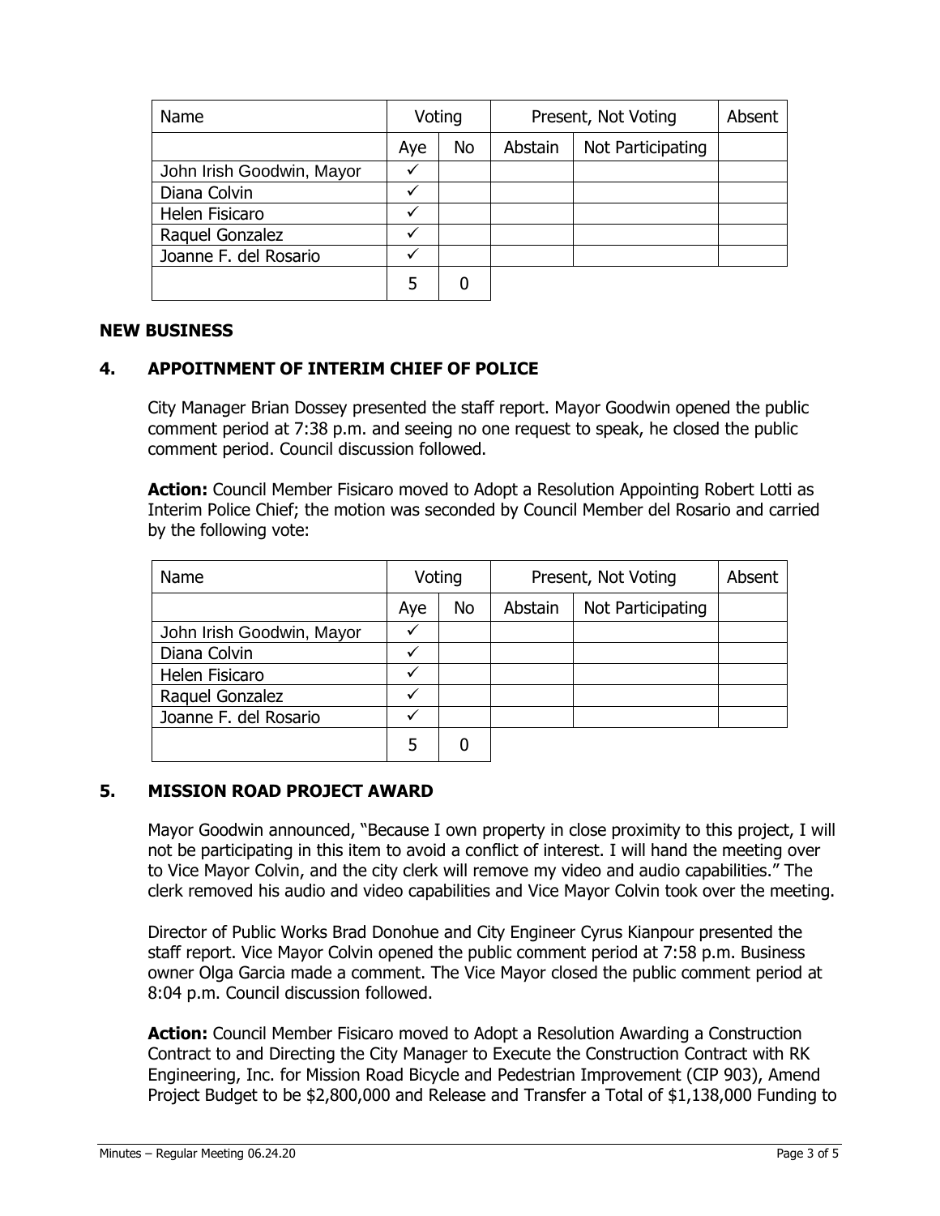| Name | Voting | | Present, Not Voting | | Absent |
|---|---|---|---|---|---|
| | Aye | No | Abstain | Not Participating | |
| John Irish Goodwin, Mayor | ✓ | | | | |
| Diana Colvin | ✓ | | | | |
| Helen Fisicaro | ✓ | | | | |
| Raquel Gonzalez | ✓ | | | | |
| Joanne F. del Rosario | ✓ | | | | |
| | 5 | 0 | | | |

## NEW BUSINESS

### 4. APPOITNMENT OF INTERIM CHIEF OF POLICE

City Manager Brian Dossey presented the staff report. Mayor Goodwin opened the public comment period at 7:38 p.m. and seeing no one request to speak, he closed the public comment period. Council discussion followed.

**Action:** Council Member Fisicaro moved to Adopt a Resolution Appointing Robert Lotti as Interim Police Chief; the motion was seconded by Council Member del Rosario and carried by the following vote:

| Name | Voting | | Present, Not Voting | | Absent |
|---|---|---|---|---|---|
| | Aye | No | Abstain | Not Participating | |
| John Irish Goodwin, Mayor | ✓ | | | | |
| Diana Colvin | ✓ | | | | |
| Helen Fisicaro | ✓ | | | | |
| Raquel Gonzalez | ✓ | | | | |
| Joanne F. del Rosario | ✓ | | | | |
| | 5 | 0 | | | |

### 5. MISSION ROAD PROJECT AWARD

Mayor Goodwin announced, "Because I own property in close proximity to this project, I will not be participating in this item to avoid a conflict of interest. I will hand the meeting over to Vice Mayor Colvin, and the city clerk will remove my video and audio capabilities." The clerk removed his audio and video capabilities and Vice Mayor Colvin took over the meeting.

Director of Public Works Brad Donohue and City Engineer Cyrus Kianpour presented the staff report. Vice Mayor Colvin opened the public comment period at 7:58 p.m. Business owner Olga Garcia made a comment. The Vice Mayor closed the public comment period at 8:04 p.m. Council discussion followed.

**Action:** Council Member Fisicaro moved to Adopt a Resolution Awarding a Construction Contract to and Directing the City Manager to Execute the Construction Contract with RK Engineering, Inc. for Mission Road Bicycle and Pedestrian Improvement (CIP 903), Amend Project Budget to be $2,800,000 and Release and Transfer a Total of $1,138,000 Funding to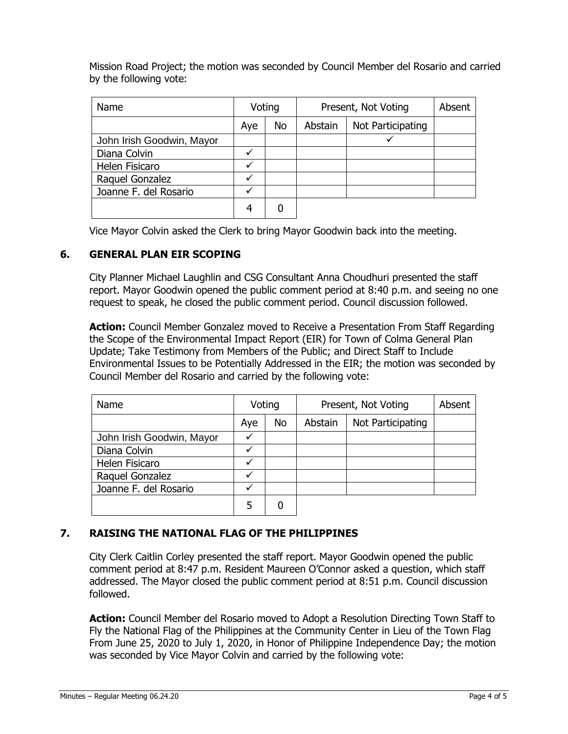Mission Road Project; the motion was seconded by Council Member del Rosario and carried by the following vote:

| Name | Voting | | Present, Not Voting | | Absent |
|---|---|---|---|---|---|
| | Aye | No | Abstain | Not Participating | |
| John Irish Goodwin, Mayor | | | | ✓ | |
| Diana Colvin | ✓ | | | | |
| Helen Fisicaro | ✓ | | | | |
| Raquel Gonzalez | ✓ | | | | |
| Joanne F. del Rosario | ✓ | | | | |
| | 4 | 0 | | | |

Vice Mayor Colvin asked the Clerk to bring Mayor Goodwin back into the meeting.

## 6. GENERAL PLAN EIR SCOPING

City Planner Michael Laughlin and CSG Consultant Anna Choudhuri presented the staff report. Mayor Goodwin opened the public comment period at 8:40 p.m. and seeing no one request to speak, he closed the public comment period. Council discussion followed.

**Action:** Council Member Gonzalez moved to Receive a Presentation From Staff Regarding the Scope of the Environmental Impact Report (EIR) for Town of Colma General Plan Update; Take Testimony from Members of the Public; and Direct Staff to Include Environmental Issues to be Potentially Addressed in the EIR; the motion was seconded by Council Member del Rosario and carried by the following vote:

| Name | Voting | | Present, Not Voting | | Absent |
|---|---|---|---|---|---|
| | Aye | No | Abstain | Not Participating | |
| John Irish Goodwin, Mayor | ✓ | | | | |
| Diana Colvin | ✓ | | | | |
| Helen Fisicaro | ✓ | | | | |
| Raquel Gonzalez | ✓ | | | | |
| Joanne F. del Rosario | ✓ | | | | |
| | 5 | 0 | | | |

## 7. RAISING THE NATIONAL FLAG OF THE PHILIPPINES

City Clerk Caitlin Corley presented the staff report. Mayor Goodwin opened the public comment period at 8:47 p.m. Resident Maureen O'Connor asked a question, which staff addressed. The Mayor closed the public comment period at 8:51 p.m. Council discussion followed.

**Action:** Council Member del Rosario moved to Adopt a Resolution Directing Town Staff to Fly the National Flag of the Philippines at the Community Center in Lieu of the Town Flag From June 25, 2020 to July 1, 2020, in Honor of Philippine Independence Day; the motion was seconded by Vice Mayor Colvin and carried by the following vote: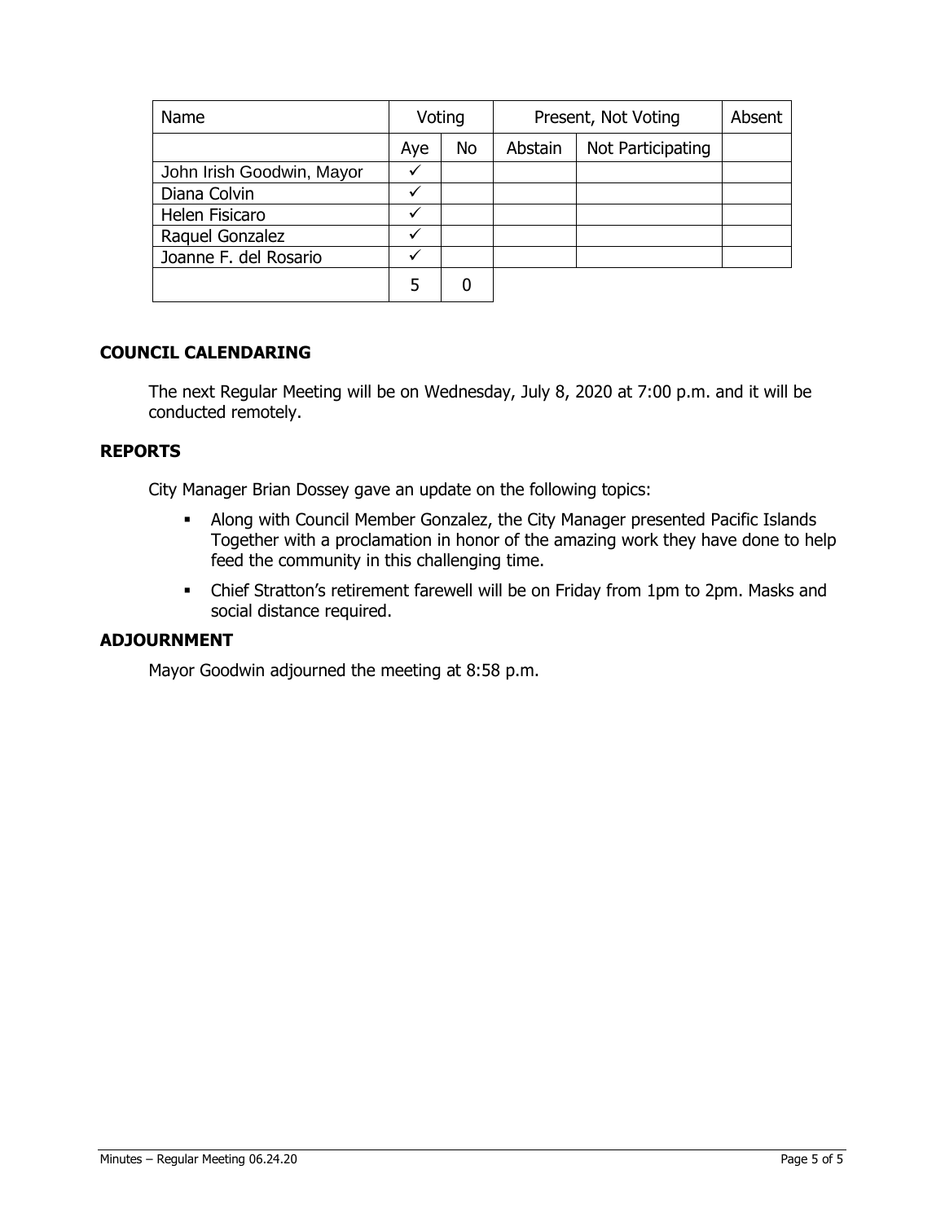| Name | Voting | | Present, Not Voting | | Absent |
|---|---|---|---|---|---|
| | Aye | No | Abstain | Not Participating | |
| John Irish Goodwin, Mayor | ✓ | | | | |
| Diana Colvin | ✓ | | | | |
| Helen Fisicaro | ✓ | | | | |
| Raquel Gonzalez | ✓ | | | | |
| Joanne F. del Rosario | ✓ | | | | |
| | 5 | 0 | | | |

**COUNCIL CALENDARING**

The next Regular Meeting will be on Wednesday, July 8, 2020 at 7:00 p.m. and it will be conducted remotely.

**REPORTS**

City Manager Brian Dossey gave an update on the following topics:

- Along with Council Member Gonzalez, the City Manager presented Pacific Islands Together with a proclamation in honor of the amazing work they have done to help feed the community in this challenging time.
- Chief Stratton's retirement farewell will be on Friday from 1pm to 2pm. Masks and social distance required.

**ADJOURNMENT**

Mayor Goodwin adjourned the meeting at 8:58 p.m.